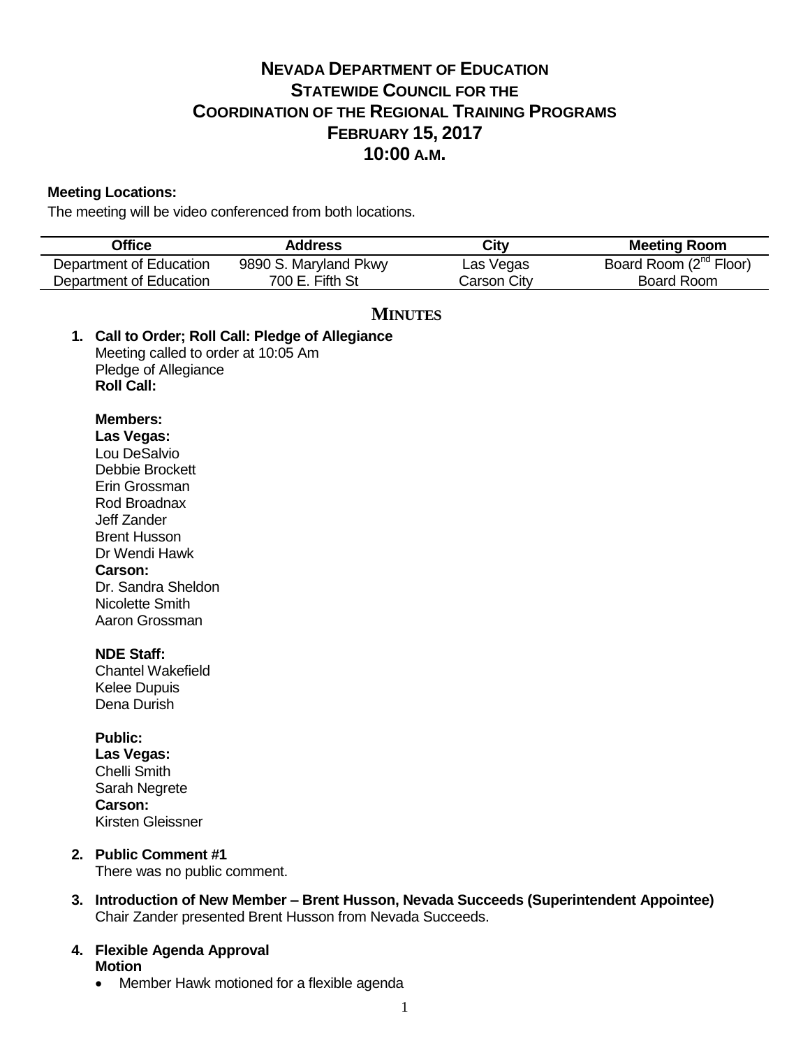# NEVADA DEPARTMENT OF EDUCATION
# STATEWIDE COUNCIL FOR THE COORDINATION OF THE REGIONAL TRAINING PROGRAMS
# FEBRUARY 15, 2017
# 10:00 A.M.

**Meeting Locations:**

The meeting will be video conferenced from both locations.

| Office | Address | City | Meeting Room |
|---|---|---|---|
| Department of Education | 9890 S. Maryland Pkwy | Las Vegas | Board Room (2nd Floor) |
| Department of Education | 700 E. Fifth St | Carson City | Board Room |

## MINUTES

1. **Call to Order; Roll Call: Pledge of Allegiance**
   Meeting called to order at 10:05 Am
   Pledge of Allegiance
   **Roll Call:**

   **Members:**
   **Las Vegas:**
   Lou DeSalvio
   Debbie Brockett
   Erin Grossman
   Rod Broadnax
   Jeff Zander
   Brent Husson
   Dr Wendi Hawk
   **Carson:**
   Dr. Sandra Sheldon
   Nicolette Smith
   Aaron Grossman

   **NDE Staff:**
   Chantel Wakefield
   Kelee Dupuis
   Dena Durish

   **Public:**
   **Las Vegas:**
   Chelli Smith
   Sarah Negrete
   **Carson:**
   Kirsten Gleissner

2. **Public Comment #1**
   There was no public comment.

3. **Introduction of New Member – Brent Husson, Nevada Succeeds (Superintendent Appointee)**
   Chair Zander presented Brent Husson from Nevada Succeeds.

4. **Flexible Agenda Approval**
   **Motion**
   - Member Hawk motioned for a flexible agenda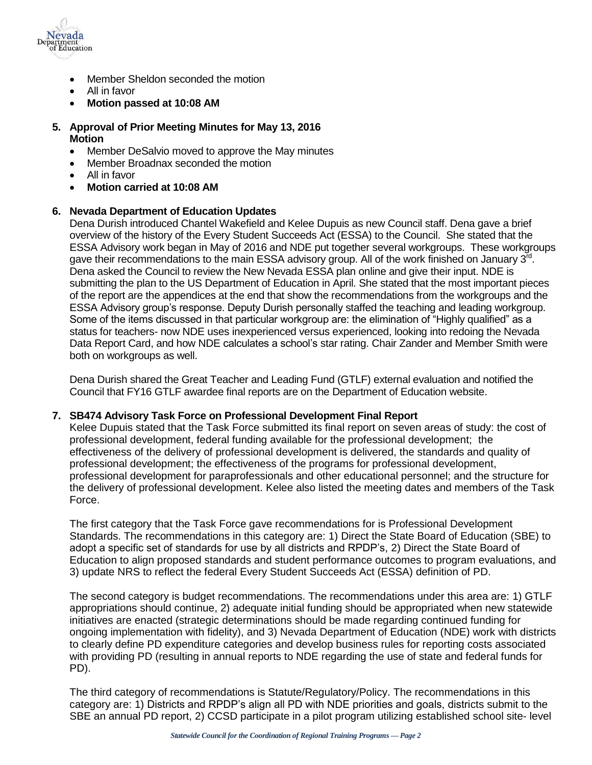- Member Sheldon seconded the motion
- All in favor
- **Motion passed at 10:08 AM**

**5. Approval of Prior Meeting Minutes for May 13, 2016**
**Motion**

- Member DeSalvio moved to approve the May minutes
- Member Broadnax seconded the motion
- All in favor
- **Motion carried at 10:08 AM**

**6. Nevada Department of Education Updates**

Dena Durish introduced Chantel Wakefield and Kelee Dupuis as new Council staff. Dena gave a brief overview of the history of the Every Student Succeeds Act (ESSA) to the Council. She stated that the ESSA Advisory work began in May of 2016 and NDE put together several workgroups. These workgroups gave their recommendations to the main ESSA advisory group. All of the work finished on January 3rd. Dena asked the Council to review the New Nevada ESSA plan online and give their input. NDE is submitting the plan to the US Department of Education in April. She stated that the most important pieces of the report are the appendices at the end that show the recommendations from the workgroups and the ESSA Advisory group's response. Deputy Durish personally staffed the teaching and leading workgroup. Some of the items discussed in that particular workgroup are: the elimination of "Highly qualified" as a status for teachers- now NDE uses inexperienced versus experienced, looking into redoing the Nevada Data Report Card, and how NDE calculates a school's star rating. Chair Zander and Member Smith were both on workgroups as well.

Dena Durish shared the Great Teacher and Leading Fund (GTLF) external evaluation and notified the Council that FY16 GTLF awardee final reports are on the Department of Education website.

**7. SB474 Advisory Task Force on Professional Development Final Report**

Kelee Dupuis stated that the Task Force submitted its final report on seven areas of study: the cost of professional development, federal funding available for the professional development; the effectiveness of the delivery of professional development is delivered, the standards and quality of professional development; the effectiveness of the programs for professional development, professional development for paraprofessionals and other educational personnel; and the structure for the delivery of professional development. Kelee also listed the meeting dates and members of the Task Force.

The first category that the Task Force gave recommendations for is Professional Development Standards. The recommendations in this category are: 1) Direct the State Board of Education (SBE) to adopt a specific set of standards for use by all districts and RPDP's, 2) Direct the State Board of Education to align proposed standards and student performance outcomes to program evaluations, and 3) update NRS to reflect the federal Every Student Succeeds Act (ESSA) definition of PD.

The second category is budget recommendations. The recommendations under this area are: 1) GTLF appropriations should continue, 2) adequate initial funding should be appropriated when new statewide initiatives are enacted (strategic determinations should be made regarding continued funding for ongoing implementation with fidelity), and 3) Nevada Department of Education (NDE) work with districts to clearly define PD expenditure categories and develop business rules for reporting costs associated with providing PD (resulting in annual reports to NDE regarding the use of state and federal funds for PD).

The third category of recommendations is Statute/Regulatory/Policy. The recommendations in this category are: 1) Districts and RPDP's align all PD with NDE priorities and goals, districts submit to the SBE an annual PD report, 2) CCSD participate in a pilot program utilizing established school site- level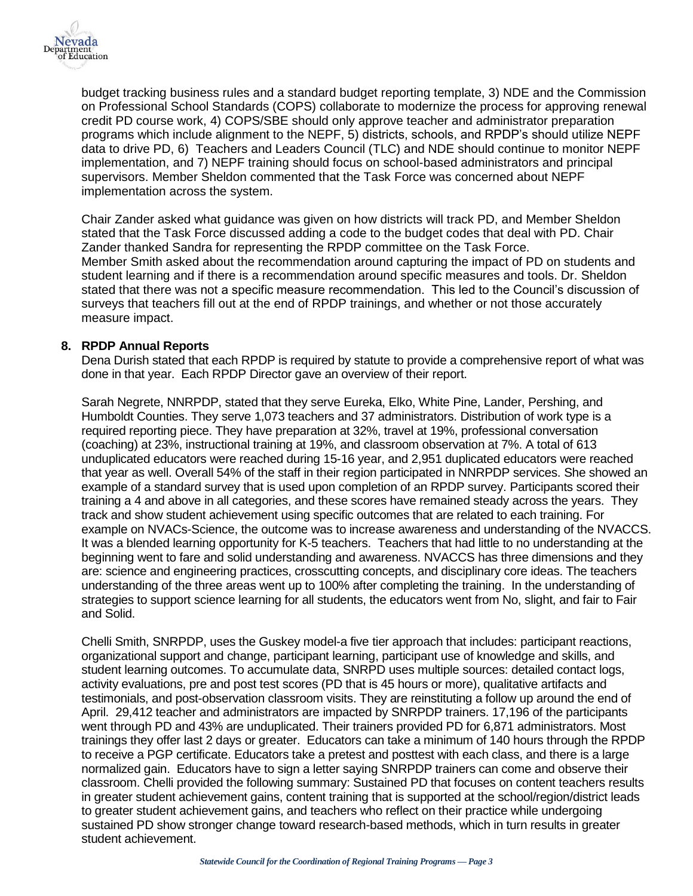budget tracking business rules and a standard budget reporting template, 3) NDE and the Commission on Professional School Standards (COPS) collaborate to modernize the process for approving renewal credit PD course work, 4) COPS/SBE should only approve teacher and administrator preparation programs which include alignment to the NEPF, 5) districts, schools, and RPDP's should utilize NEPF data to drive PD, 6) Teachers and Leaders Council (TLC) and NDE should continue to monitor NEPF implementation, and 7) NEPF training should focus on school-based administrators and principal supervisors. Member Sheldon commented that the Task Force was concerned about NEPF implementation across the system.

Chair Zander asked what guidance was given on how districts will track PD, and Member Sheldon stated that the Task Force discussed adding a code to the budget codes that deal with PD. Chair Zander thanked Sandra for representing the RPDP committee on the Task Force.
Member Smith asked about the recommendation around capturing the impact of PD on students and student learning and if there is a recommendation around specific measures and tools. Dr. Sheldon stated that there was not a specific measure recommendation. This led to the Council's discussion of surveys that teachers fill out at the end of RPDP trainings, and whether or not those accurately measure impact.

**8. RPDP Annual Reports**

Dena Durish stated that each RPDP is required by statute to provide a comprehensive report of what was done in that year. Each RPDP Director gave an overview of their report.

Sarah Negrete, NNRPDP, stated that they serve Eureka, Elko, White Pine, Lander, Pershing, and Humboldt Counties. They serve 1,073 teachers and 37 administrators. Distribution of work type is a required reporting piece. They have preparation at 32%, travel at 19%, professional conversation (coaching) at 23%, instructional training at 19%, and classroom observation at 7%. A total of 613 unduplicated educators were reached during 15-16 year, and 2,951 duplicated educators were reached that year as well. Overall 54% of the staff in their region participated in NNRPDP services. She showed an example of a standard survey that is used upon completion of an RPDP survey. Participants scored their training a 4 and above in all categories, and these scores have remained steady across the years. They track and show student achievement using specific outcomes that are related to each training. For example on NVACs-Science, the outcome was to increase awareness and understanding of the NVACCS. It was a blended learning opportunity for K-5 teachers. Teachers that had little to no understanding at the beginning went to fare and solid understanding and awareness. NVACCS has three dimensions and they are: science and engineering practices, crosscutting concepts, and disciplinary core ideas. The teachers understanding of the three areas went up to 100% after completing the training. In the understanding of strategies to support science learning for all students, the educators went from No, slight, and fair to Fair and Solid.

Chelli Smith, SNRPDP, uses the Guskey model-a five tier approach that includes: participant reactions, organizational support and change, participant learning, participant use of knowledge and skills, and student learning outcomes. To accumulate data, SNRPD uses multiple sources: detailed contact logs, activity evaluations, pre and post test scores (PD that is 45 hours or more), qualitative artifacts and testimonials, and post-observation classroom visits. They are reinstituting a follow up around the end of April. 29,412 teacher and administrators are impacted by SNRPDP trainers. 17,196 of the participants went through PD and 43% are unduplicated. Their trainers provided PD for 6,871 administrators. Most trainings they offer last 2 days or greater. Educators can take a minimum of 140 hours through the RPDP to receive a PGP certificate. Educators take a pretest and posttest with each class, and there is a large normalized gain. Educators have to sign a letter saying SNRPDP trainers can come and observe their classroom. Chelli provided the following summary: Sustained PD that focuses on content teachers results in greater student achievement gains, content training that is supported at the school/region/district leads to greater student achievement gains, and teachers who reflect on their practice while undergoing sustained PD show stronger change toward research-based methods, which in turn results in greater student achievement.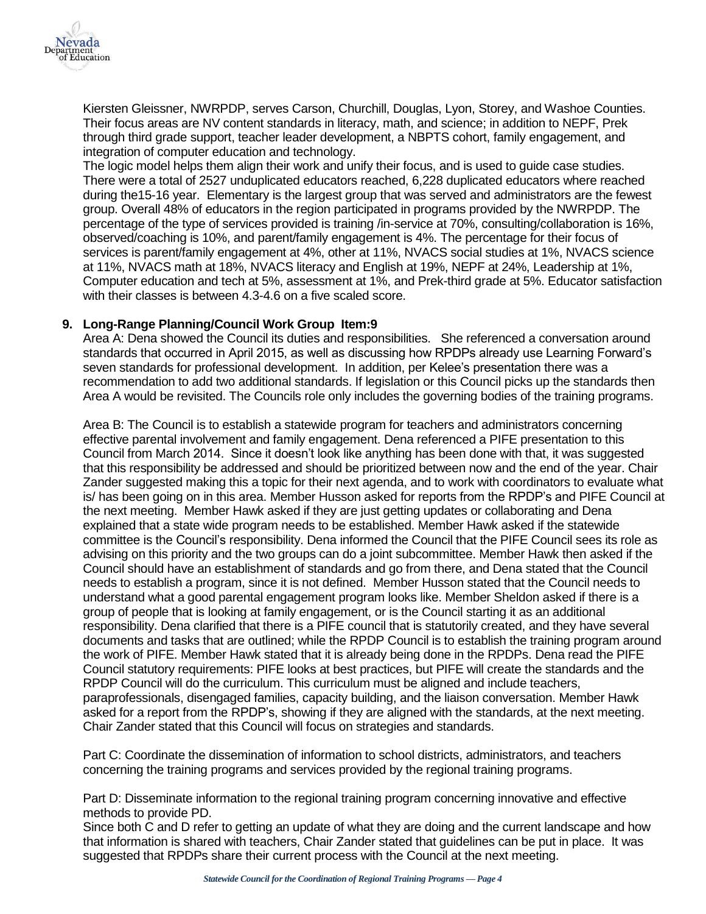Kiersten Gleissner, NWRPDP, serves Carson, Churchill, Douglas, Lyon, Storey, and Washoe Counties. Their focus areas are NV content standards in literacy, math, and science; in addition to NEPF, Prek through third grade support, teacher leader development, a NBPTS cohort, family engagement, and integration of computer education and technology.

The logic model helps them align their work and unify their focus, and is used to guide case studies. There were a total of 2527 unduplicated educators reached, 6,228 duplicated educators where reached during the15-16 year. Elementary is the largest group that was served and administrators are the fewest group. Overall 48% of educators in the region participated in programs provided by the NWRPDP. The percentage of the type of services provided is training /in-service at 70%, consulting/collaboration is 16%, observed/coaching is 10%, and parent/family engagement is 4%. The percentage for their focus of services is parent/family engagement at 4%, other at 11%, NVACS social studies at 1%, NVACS science at 11%, NVACS math at 18%, NVACS literacy and English at 19%, NEPF at 24%, Leadership at 1%, Computer education and tech at 5%, assessment at 1%, and Prek-third grade at 5%. Educator satisfaction with their classes is between 4.3-4.6 on a five scaled score.

9. **Long-Range Planning/Council Work Group Item:9**

Area A: Dena showed the Council its duties and responsibilities. She referenced a conversation around standards that occurred in April 2015, as well as discussing how RPDPs already use Learning Forward's seven standards for professional development. In addition, per Kelee's presentation there was a recommendation to add two additional standards. If legislation or this Council picks up the standards then Area A would be revisited. The Councils role only includes the governing bodies of the training programs.

Area B: The Council is to establish a statewide program for teachers and administrators concerning effective parental involvement and family engagement. Dena referenced a PIFE presentation to this Council from March 2014. Since it doesn't look like anything has been done with that, it was suggested that this responsibility be addressed and should be prioritized between now and the end of the year. Chair Zander suggested making this a topic for their next agenda, and to work with coordinators to evaluate what is/ has been going on in this area. Member Husson asked for reports from the RPDP's and PIFE Council at the next meeting. Member Hawk asked if they are just getting updates or collaborating and Dena explained that a state wide program needs to be established. Member Hawk asked if the statewide committee is the Council's responsibility. Dena informed the Council that the PIFE Council sees its role as advising on this priority and the two groups can do a joint subcommittee. Member Hawk then asked if the Council should have an establishment of standards and go from there, and Dena stated that the Council needs to establish a program, since it is not defined. Member Husson stated that the Council needs to understand what a good parental engagement program looks like. Member Sheldon asked if there is a group of people that is looking at family engagement, or is the Council starting it as an additional responsibility. Dena clarified that there is a PIFE council that is statutorily created, and they have several documents and tasks that are outlined; while the RPDP Council is to establish the training program around the work of PIFE. Member Hawk stated that it is already being done in the RPDPs. Dena read the PIFE Council statutory requirements: PIFE looks at best practices, but PIFE will create the standards and the RPDP Council will do the curriculum. This curriculum must be aligned and include teachers, paraprofessionals, disengaged families, capacity building, and the liaison conversation. Member Hawk asked for a report from the RPDP's, showing if they are aligned with the standards, at the next meeting. Chair Zander stated that this Council will focus on strategies and standards.

Part C: Coordinate the dissemination of information to school districts, administrators, and teachers concerning the training programs and services provided by the regional training programs.

Part D: Disseminate information to the regional training program concerning innovative and effective methods to provide PD.

Since both C and D refer to getting an update of what they are doing and the current landscape and how that information is shared with teachers, Chair Zander stated that guidelines can be put in place. It was suggested that RPDPs share their current process with the Council at the next meeting.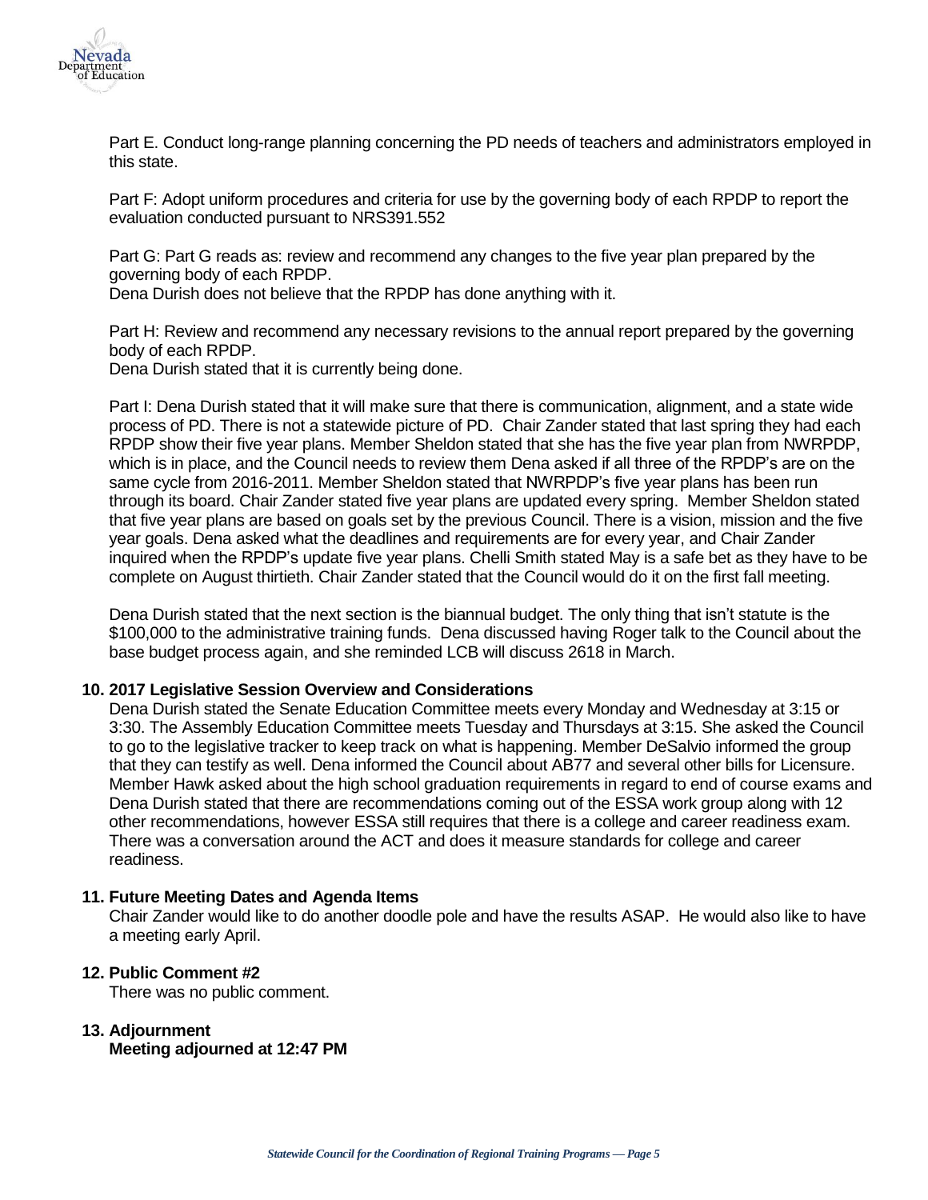Part E. Conduct long-range planning concerning the PD needs of teachers and administrators employed in this state.

Part F: Adopt uniform procedures and criteria for use by the governing body of each RPDP to report the evaluation conducted pursuant to NRS391.552

Part G: Part G reads as: review and recommend any changes to the five year plan prepared by the governing body of each RPDP.
Dena Durish does not believe that the RPDP has done anything with it.

Part H: Review and recommend any necessary revisions to the annual report prepared by the governing body of each RPDP.
Dena Durish stated that it is currently being done.

Part I: Dena Durish stated that it will make sure that there is communication, alignment, and a state wide process of PD. There is not a statewide picture of PD. Chair Zander stated that last spring they had each RPDP show their five year plans. Member Sheldon stated that she has the five year plan from NWRPDP, which is in place, and the Council needs to review them Dena asked if all three of the RPDP's are on the same cycle from 2016-2011. Member Sheldon stated that NWRPDP's five year plans has been run through its board. Chair Zander stated five year plans are updated every spring. Member Sheldon stated that five year plans are based on goals set by the previous Council. There is a vision, mission and the five year goals. Dena asked what the deadlines and requirements are for every year, and Chair Zander inquired when the RPDP's update five year plans. Chelli Smith stated May is a safe bet as they have to be complete on August thirtieth. Chair Zander stated that the Council would do it on the first fall meeting.

Dena Durish stated that the next section is the biannual budget. The only thing that isn't statute is the $100,000 to the administrative training funds. Dena discussed having Roger talk to the Council about the base budget process again, and she reminded LCB will discuss 2618 in March.

**10. 2017 Legislative Session Overview and Considerations**

Dena Durish stated the Senate Education Committee meets every Monday and Wednesday at 3:15 or 3:30. The Assembly Education Committee meets Tuesday and Thursdays at 3:15. She asked the Council to go to the legislative tracker to keep track on what is happening. Member DeSalvio informed the group that they can testify as well. Dena informed the Council about AB77 and several other bills for Licensure. Member Hawk asked about the high school graduation requirements in regard to end of course exams and Dena Durish stated that there are recommendations coming out of the ESSA work group along with 12 other recommendations, however ESSA still requires that there is a college and career readiness exam. There was a conversation around the ACT and does it measure standards for college and career readiness.

**11. Future Meeting Dates and Agenda Items**

Chair Zander would like to do another doodle pole and have the results ASAP. He would also like to have a meeting early April.

**12. Public Comment #2**

There was no public comment.

**13. Adjournment**

**Meeting adjourned at 12:47 PM**